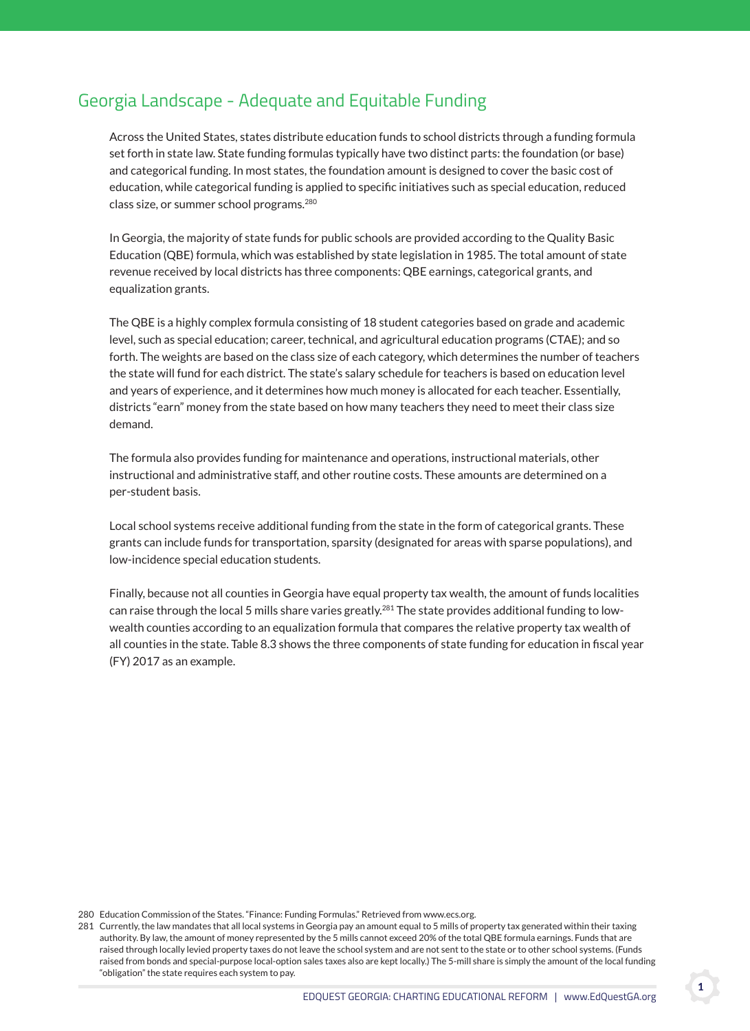## Georgia Landscape - Adequate and Equitable Funding

Across the United States, states distribute education funds to school districts through a funding formula set forth in state law. State funding formulas typically have two distinct parts: the foundation (or base) and categorical funding. In most states, the foundation amount is designed to cover the basic cost of education, while categorical funding is applied to specific initiatives such as special education, reduced class size, or summer school programs.[280]

In Georgia, the majority of state funds for public schools are provided according to the Quality Basic Education (QBE) formula, which was established by state legislation in 1985. The total amount of state revenue received by local districts has three components: QBE earnings, categorical grants, and equalization grants.

The QBE is a highly complex formula consisting of 18 student categories based on grade and academic level, such as special education; career, technical, and agricultural education programs (CTAE); and so forth. The weights are based on the class size of each category, which determines the number of teachers the state will fund for each district. The state's salary schedule for teachers is based on education level and years of experience, and it determines how much money is allocated for each teacher. Essentially, districts "earn" money from the state based on how many teachers they need to meet their class size demand.

The formula also provides funding for maintenance and operations, instructional materials, other instructional and administrative staff, and other routine costs. These amounts are determined on a per-student basis.

Local school systems receive additional funding from the state in the form of categorical grants. These grants can include funds for transportation, sparsity (designated for areas with sparse populations), and low-incidence special education students.

Finally, because not all counties in Georgia have equal property tax wealth, the amount of funds localities can raise through the local 5 mills share varies greatly.[281] The state provides additional funding to low-wealth counties according to an equalization formula that compares the relative property tax wealth of all counties in the state. Table 8.3 shows the three components of state funding for education in fiscal year (FY) 2017 as an example.

---

280 Education Commission of the States. "Finance: Funding Formulas." Retrieved from www.ecs.org.

281 Currently, the law mandates that all local systems in Georgia pay an amount equal to 5 mills of property tax generated within their taxing authority. By law, the amount of money represented by the 5 mills cannot exceed 20% of the total QBE formula earnings. Funds that are raised through locally levied property taxes do not leave the school system and are not sent to the state or to other school systems. (Funds raised from bonds and special-purpose local-option sales taxes also are kept locally.) The 5-mill share is simply the amount of the local funding "obligation" the state requires each system to pay.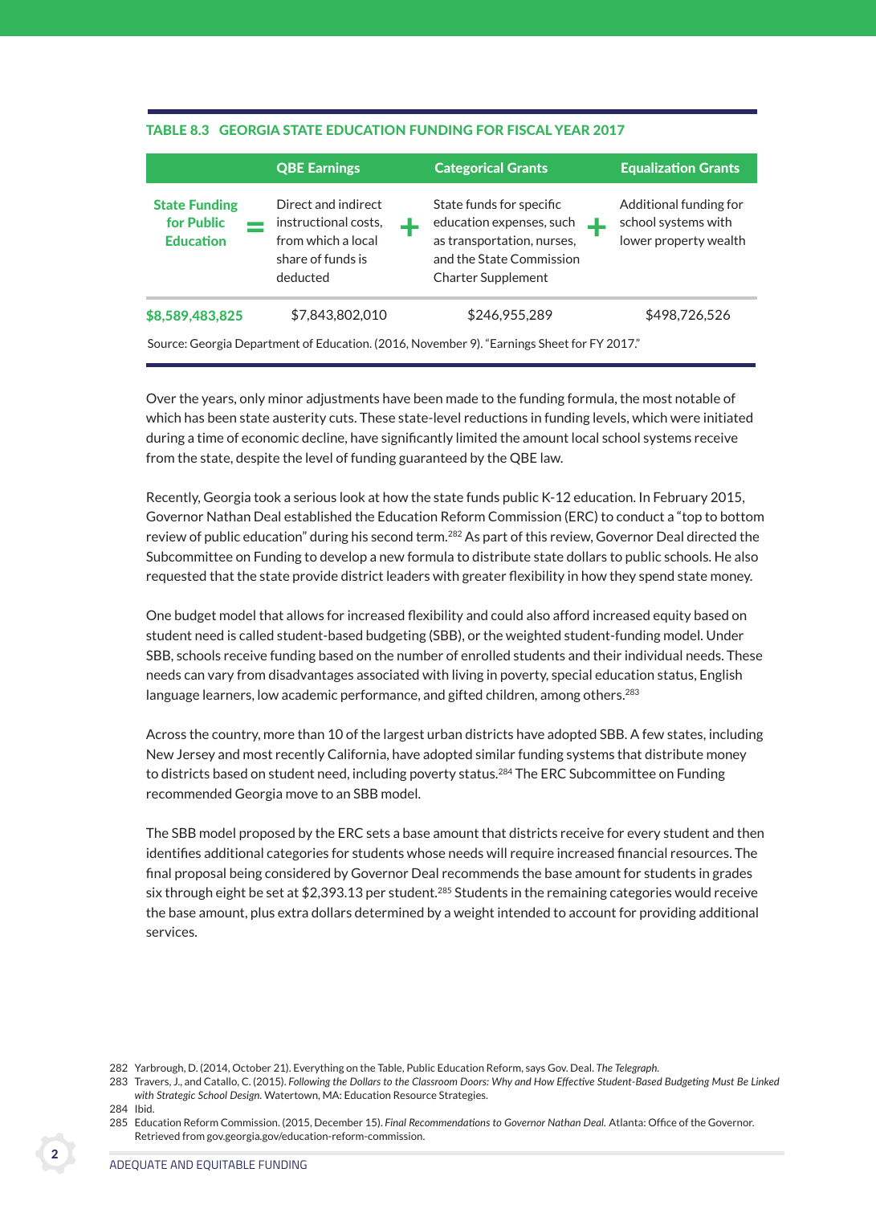**TABLE 8.3 GEORGIA STATE EDUCATION FUNDING FOR FISCAL YEAR 2017**

| | | QBE Earnings | | Categorical Grants | | Equalization Grants |
|---|---|---|---|---|---|---|
| State Funding for Public Education | = | Direct and indirect instructional costs, from which a local share of funds is deducted | + | State funds for specific education expenses, such as transportation, nurses, and the State Commission Charter Supplement | + | Additional funding for school systems with lower property wealth |
| $8,589,483,825 | | $7,843,802,010 | | $246,955,289 | | $498,726,526 |

Source: Georgia Department of Education. (2016, November 9). "Earnings Sheet for FY 2017."

Over the years, only minor adjustments have been made to the funding formula, the most notable of which has been state austerity cuts. These state-level reductions in funding levels, which were initiated during a time of economic decline, have significantly limited the amount local school systems receive from the state, despite the level of funding guaranteed by the QBE law.

Recently, Georgia took a serious look at how the state funds public K-12 education. In February 2015, Governor Nathan Deal established the Education Reform Commission (ERC) to conduct a "top to bottom review of public education" during his second term.[282] As part of this review, Governor Deal directed the Subcommittee on Funding to develop a new formula to distribute state dollars to public schools. He also requested that the state provide district leaders with greater flexibility in how they spend state money.

One budget model that allows for increased flexibility and could also afford increased equity based on student need is called student-based budgeting (SBB), or the weighted student-funding model. Under SBB, schools receive funding based on the number of enrolled students and their individual needs. These needs can vary from disadvantages associated with living in poverty, special education status, English language learners, low academic performance, and gifted children, among others.[283]

Across the country, more than 10 of the largest urban districts have adopted SBB. A few states, including New Jersey and most recently California, have adopted similar funding systems that distribute money to districts based on student need, including poverty status.[284] The ERC Subcommittee on Funding recommended Georgia move to an SBB model.

The SBB model proposed by the ERC sets a base amount that districts receive for every student and then identifies additional categories for students whose needs will require increased financial resources. The final proposal being considered by Governor Deal recommends the base amount for students in grades six through eight be set at $2,393.13 per student.[285] Students in the remaining categories would receive the base amount, plus extra dollars determined by a weight intended to account for providing additional services.

282 Yarbrough, D. (2014, October 21). Everything on the Table, Public Education Reform, says Gov. Deal. *The Telegraph.*
283 Travers, J., and Catallo, C. (2015). *Following the Dollars to the Classroom Doors: Why and How Effective Student-Based Budgeting Must Be Linked with Strategic School Design.* Watertown, MA: Education Resource Strategies.
284 Ibid.
285 Education Reform Commission. (2015, December 15). *Final Recommendations to Governor Nathan Deal.* Atlanta: Office of the Governor. Retrieved from gov.georgia.gov/education-reform-commission.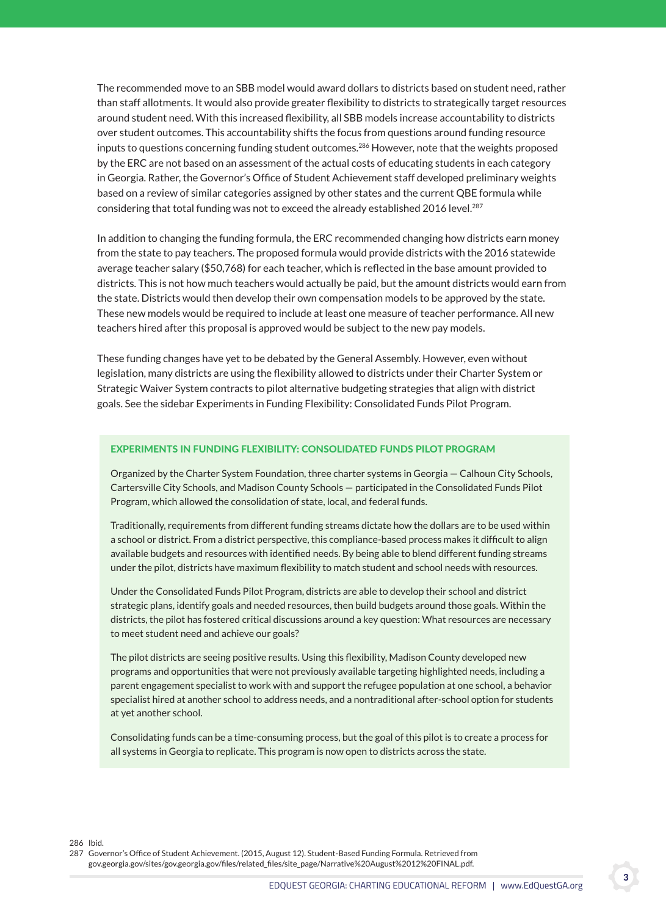The recommended move to an SBB model would award dollars to districts based on student need, rather than staff allotments. It would also provide greater flexibility to districts to strategically target resources around student need. With this increased flexibility, all SBB models increase accountability to districts over student outcomes. This accountability shifts the focus from questions around funding resource inputs to questions concerning funding student outcomes.[286] However, note that the weights proposed by the ERC are not based on an assessment of the actual costs of educating students in each category in Georgia. Rather, the Governor's Office of Student Achievement staff developed preliminary weights based on a review of similar categories assigned by other states and the current QBE formula while considering that total funding was not to exceed the already established 2016 level.[287]

In addition to changing the funding formula, the ERC recommended changing how districts earn money from the state to pay teachers. The proposed formula would provide districts with the 2016 statewide average teacher salary ($50,768) for each teacher, which is reflected in the base amount provided to districts. This is not how much teachers would actually be paid, but the amount districts would earn from the state. Districts would then develop their own compensation models to be approved by the state. These new models would be required to include at least one measure of teacher performance. All new teachers hired after this proposal is approved would be subject to the new pay models.

These funding changes have yet to be debated by the General Assembly. However, even without legislation, many districts are using the flexibility allowed to districts under their Charter System or Strategic Waiver System contracts to pilot alternative budgeting strategies that align with district goals. See the sidebar Experiments in Funding Flexibility: Consolidated Funds Pilot Program.

### EXPERIMENTS IN FUNDING FLEXIBILITY: CONSOLIDATED FUNDS PILOT PROGRAM

Organized by the Charter System Foundation, three charter systems in Georgia — Calhoun City Schools, Cartersville City Schools, and Madison County Schools — participated in the Consolidated Funds Pilot Program, which allowed the consolidation of state, local, and federal funds.

Traditionally, requirements from different funding streams dictate how the dollars are to be used within a school or district. From a district perspective, this compliance-based process makes it difficult to align available budgets and resources with identified needs. By being able to blend different funding streams under the pilot, districts have maximum flexibility to match student and school needs with resources.

Under the Consolidated Funds Pilot Program, districts are able to develop their school and district strategic plans, identify goals and needed resources, then build budgets around those goals. Within the districts, the pilot has fostered critical discussions around a key question: What resources are necessary to meet student need and achieve our goals?

The pilot districts are seeing positive results. Using this flexibility, Madison County developed new programs and opportunities that were not previously available targeting highlighted needs, including a parent engagement specialist to work with and support the refugee population at one school, a behavior specialist hired at another school to address needs, and a nontraditional after-school option for students at yet another school.

Consolidating funds can be a time-consuming process, but the goal of this pilot is to create a process for all systems in Georgia to replicate. This program is now open to districts across the state.

---

286 Ibid.

287 Governor's Office of Student Achievement. (2015, August 12). Student-Based Funding Formula. Retrieved from gov.georgia.gov/sites/gov.georgia.gov/files/related_files/site_page/Narrative%20August%2012%20FINAL.pdf.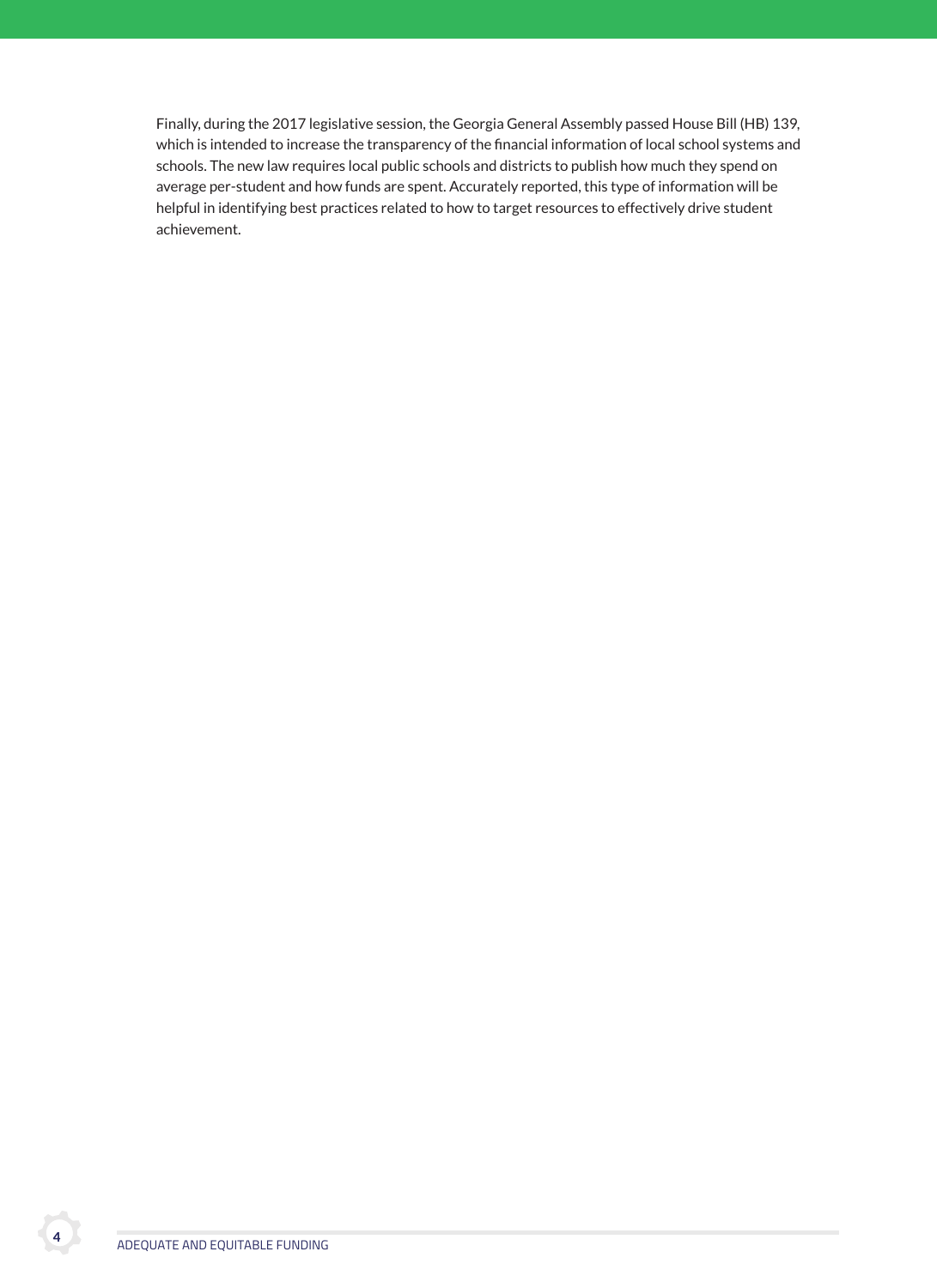Finally, during the 2017 legislative session, the Georgia General Assembly passed House Bill (HB) 139, which is intended to increase the transparency of the financial information of local school systems and schools. The new law requires local public schools and districts to publish how much they spend on average per-student and how funds are spent. Accurately reported, this type of information will be helpful in identifying best practices related to how to target resources to effectively drive student achievement.